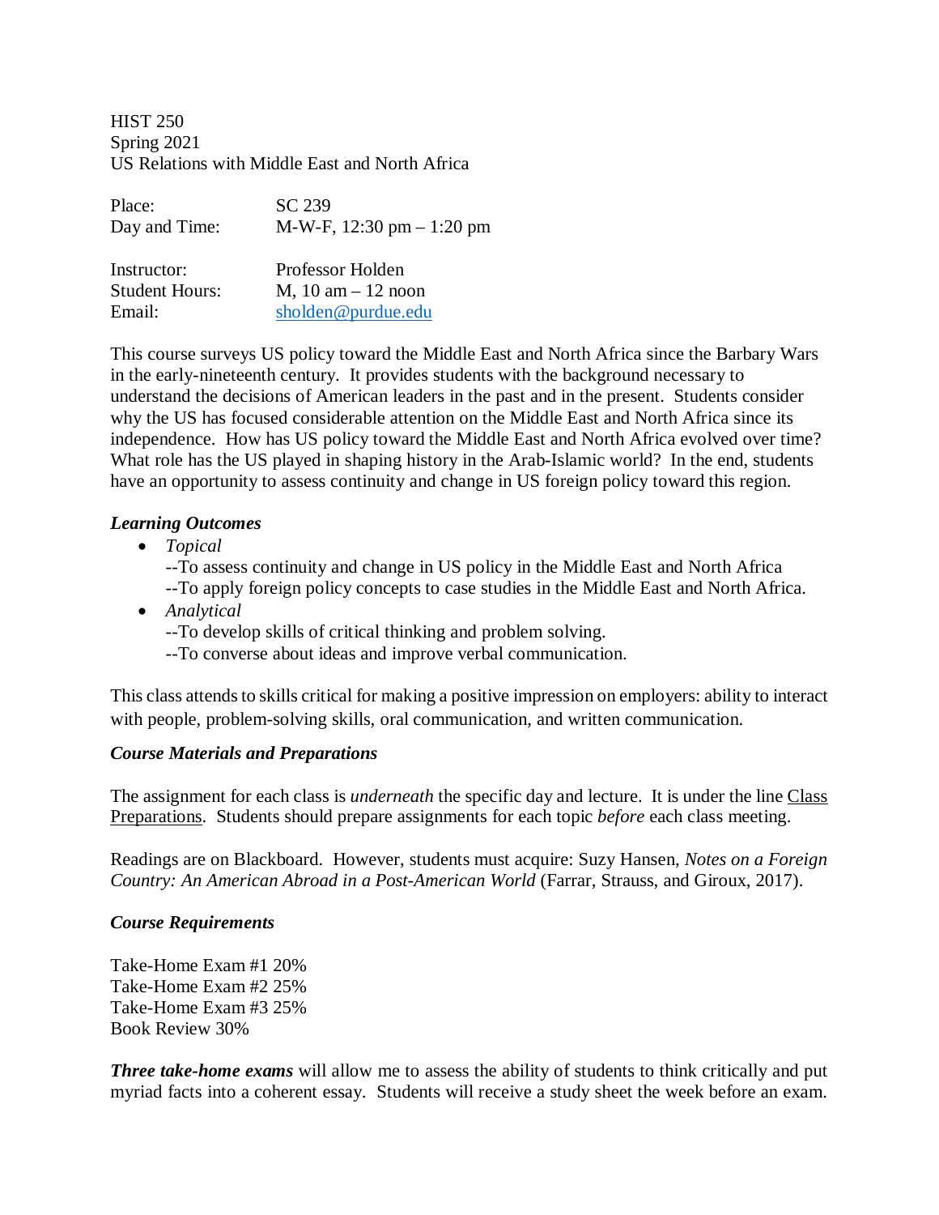HIST 250
Spring 2021
US Relations with Middle East and North Africa

| | |
|---|---|
| Place: | SC 239 |
| Day and Time: | M-W-F, 12:30 pm – 1:20 pm |
| Instructor: | Professor Holden |
| Student Hours: | M, 10 am – 12 noon |
| Email: | sholden@purdue.edu |

This course surveys US policy toward the Middle East and North Africa since the Barbary Wars in the early-nineteenth century. It provides students with the background necessary to understand the decisions of American leaders in the past and in the present. Students consider why the US has focused considerable attention on the Middle East and North Africa since its independence. How has US policy toward the Middle East and North Africa evolved over time? What role has the US played in shaping history in the Arab-Islamic world? In the end, students have an opportunity to assess continuity and change in US foreign policy toward this region.

### *Learning Outcomes*

- *Topical*
  --To assess continuity and change in US policy in the Middle East and North Africa
  --To apply foreign policy concepts to case studies in the Middle East and North Africa.
- *Analytical*
  --To develop skills of critical thinking and problem solving.
  --To converse about ideas and improve verbal communication.

This class attends to skills critical for making a positive impression on employers: ability to interact with people, problem-solving skills, oral communication, and written communication.

### *Course Materials and Preparations*

The assignment for each class is *underneath* the specific day and lecture. It is under the line Class Preparations. Students should prepare assignments for each topic *before* each class meeting.

Readings are on Blackboard. However, students must acquire: Suzy Hansen, *Notes on a Foreign Country: An American Abroad in a Post-American World* (Farrar, Strauss, and Giroux, 2017).

### *Course Requirements*

Take-Home Exam #1 20%
Take-Home Exam #2 25%
Take-Home Exam #3 25%
Book Review 30%

***Three take-home exams*** will allow me to assess the ability of students to think critically and put myriad facts into a coherent essay. Students will receive a study sheet the week before an exam.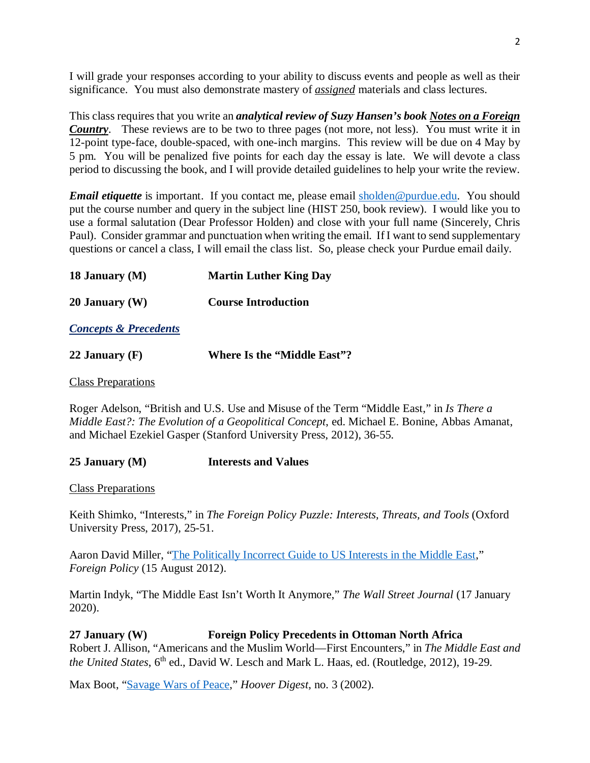I will grade your responses according to your ability to discuss events and people as well as their significance. You must also demonstrate mastery of ***assigned*** materials and class lectures.

This class requires that you write an ***analytical review of Suzy Hansen's book Notes on a Foreign Country***. These reviews are to be two to three pages (not more, not less). You must write it in 12-point type-face, double-spaced, with one-inch margins. This review will be due on 4 May by 5 pm. You will be penalized five points for each day the essay is late. We will devote a class period to discussing the book, and I will provide detailed guidelines to help your write the review.

***Email etiquette*** is important. If you contact me, please email sholden@purdue.edu. You should put the course number and query in the subject line (HIST 250, book review). I would like you to use a formal salutation (Dear Professor Holden) and close with your full name (Sincerely, Chris Paul). Consider grammar and punctuation when writing the email. If I want to send supplementary questions or cancel a class, I will email the class list. So, please check your Purdue email daily.

**18 January (M)** **Martin Luther King Day**

**20 January (W)** **Course Introduction**

***Concepts & Precedents***

**22 January (F)** **Where Is the "Middle East"?**

Class Preparations

Roger Adelson, "British and U.S. Use and Misuse of the Term "Middle East," in *Is There a Middle East?: The Evolution of a Geopolitical Concept*, ed. Michael E. Bonine, Abbas Amanat, and Michael Ezekiel Gasper (Stanford University Press, 2012), 36-55.

**25 January (M)** **Interests and Values**

Class Preparations

Keith Shimko, "Interests," in *The Foreign Policy Puzzle: Interests, Threats, and Tools* (Oxford University Press, 2017), 25-51.

Aaron David Miller, "The Politically Incorrect Guide to US Interests in the Middle East," *Foreign Policy* (15 August 2012).

Martin Indyk, "The Middle East Isn't Worth It Anymore," *The Wall Street Journal* (17 January 2020).

**27 January (W)** **Foreign Policy Precedents in Ottoman North Africa**

Robert J. Allison, "Americans and the Muslim World—First Encounters," in *The Middle East and the United States*, 6th ed., David W. Lesch and Mark L. Haas, ed. (Routledge, 2012), 19-29.

Max Boot, "Savage Wars of Peace," *Hoover Digest*, no. 3 (2002).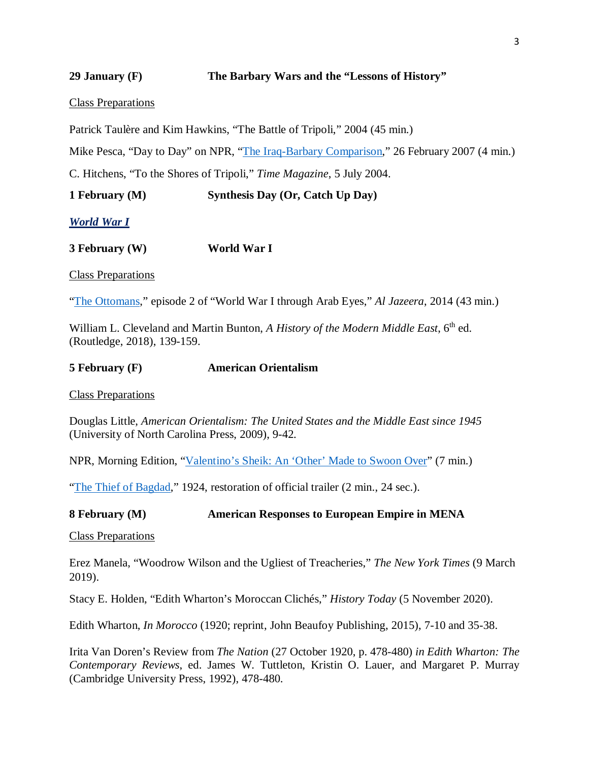**29 January (F)** **The Barbary Wars and the "Lessons of History"**

Class Preparations

Patrick Taulère and Kim Hawkins, "The Battle of Tripoli," 2004 (45 min.)

Mike Pesca, "Day to Day" on NPR, "The Iraq-Barbary Comparison," 26 February 2007 (4 min.)

C. Hitchens, "To the Shores of Tripoli," *Time Magazine*, 5 July 2004.

**1 February (M)** **Synthesis Day (Or, Catch Up Day)**

***World War I***

**3 February (W)** **World War I**

Class Preparations

"The Ottomans," episode 2 of "World War I through Arab Eyes," *Al Jazeera*, 2014 (43 min.)

William L. Cleveland and Martin Bunton, *A History of the Modern Middle East*, 6th ed. (Routledge, 2018), 139-159.

**5 February (F)** **American Orientalism**

Class Preparations

Douglas Little, *American Orientalism: The United States and the Middle East since 1945* (University of North Carolina Press, 2009), 9-42.

NPR, Morning Edition, "Valentino's Sheik: An 'Other' Made to Swoon Over" (7 min.)

"The Thief of Bagdad," 1924, restoration of official trailer (2 min., 24 sec.).

**8 February (M)** **American Responses to European Empire in MENA**

Class Preparations

Erez Manela, "Woodrow Wilson and the Ugliest of Treacheries," *The New York Times* (9 March 2019).

Stacy E. Holden, "Edith Wharton's Moroccan Clichés," *History Today* (5 November 2020).

Edith Wharton, *In Morocco* (1920; reprint, John Beaufoy Publishing, 2015), 7-10 and 35-38.

Irita Van Doren's Review from *The Nation* (27 October 1920, p. 478-480) *in Edith Wharton: The Contemporary Reviews*, ed. James W. Tuttleton, Kristin O. Lauer, and Margaret P. Murray (Cambridge University Press, 1992), 478-480.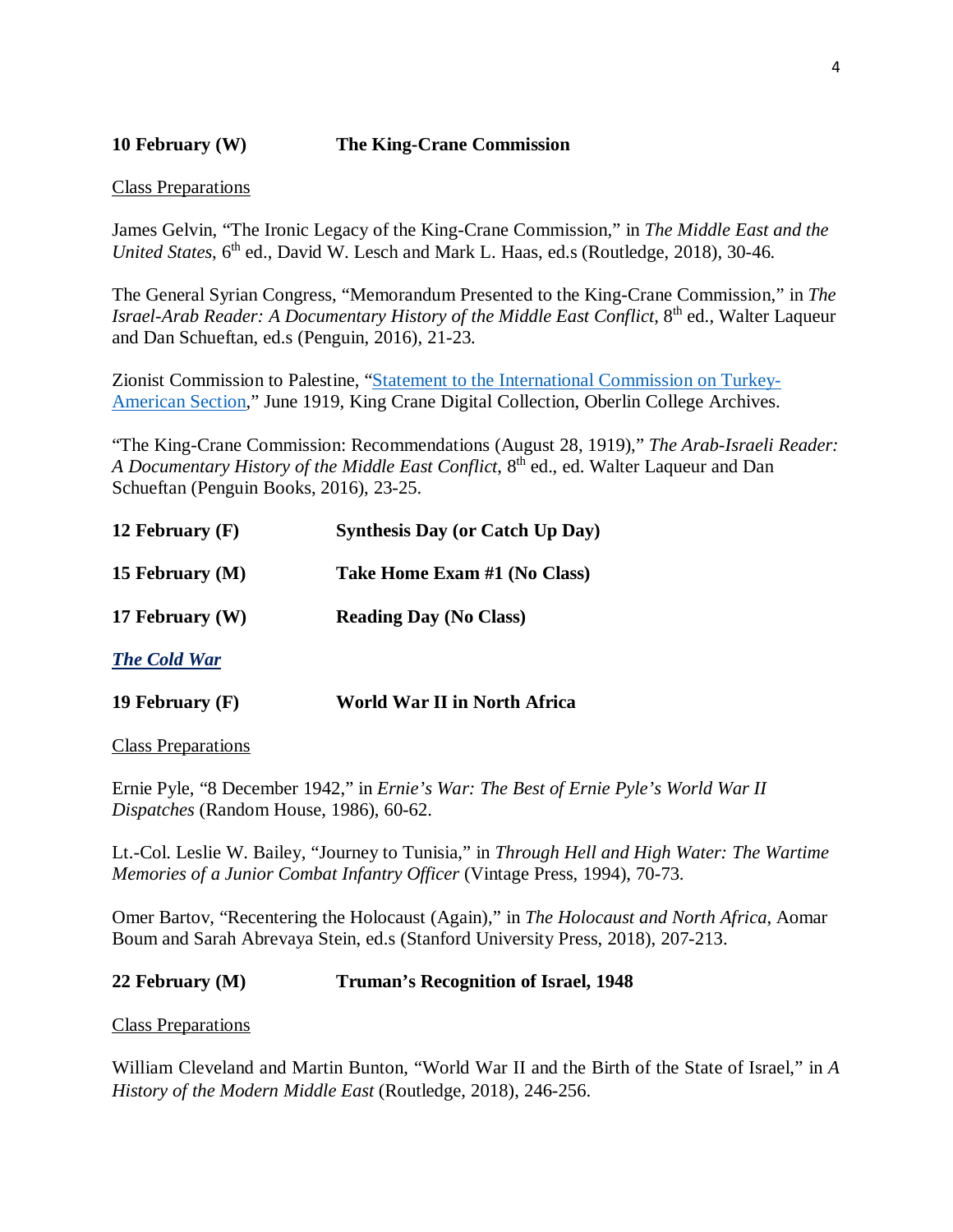**10 February (W) The King-Crane Commission**

Class Preparations

James Gelvin, "The Ironic Legacy of the King-Crane Commission," in *The Middle East and the United States*, 6th ed., David W. Lesch and Mark L. Haas, ed.s (Routledge, 2018), 30-46.

The General Syrian Congress, "Memorandum Presented to the King-Crane Commission," in *The Israel-Arab Reader: A Documentary History of the Middle East Conflict*, 8th ed., Walter Laqueur and Dan Schueftan, ed.s (Penguin, 2016), 21-23.

Zionist Commission to Palestine, "Statement to the International Commission on Turkey-American Section," June 1919, King Crane Digital Collection, Oberlin College Archives.

"The King-Crane Commission: Recommendations (August 28, 1919)," *The Arab-Israeli Reader: A Documentary History of the Middle East Conflict*, 8th ed., ed. Walter Laqueur and Dan Schueftan (Penguin Books, 2016), 23-25.

**12 February (F) Synthesis Day (or Catch Up Day)**

**15 February (M) Take Home Exam #1 (No Class)**

**17 February (W) Reading Day (No Class)**

***The Cold War***

**19 February (F) World War II in North Africa**

Class Preparations

Ernie Pyle, "8 December 1942," in *Ernie's War: The Best of Ernie Pyle's World War II Dispatches* (Random House, 1986), 60-62.

Lt.-Col. Leslie W. Bailey, "Journey to Tunisia," in *Through Hell and High Water: The Wartime Memories of a Junior Combat Infantry Officer* (Vintage Press, 1994), 70-73.

Omer Bartov, "Recentering the Holocaust (Again)," in *The Holocaust and North Africa*, Aomar Boum and Sarah Abrevaya Stein, ed.s (Stanford University Press, 2018), 207-213.

**22 February (M) Truman's Recognition of Israel, 1948**

Class Preparations

William Cleveland and Martin Bunton, "World War II and the Birth of the State of Israel," in *A History of the Modern Middle East* (Routledge, 2018), 246-256.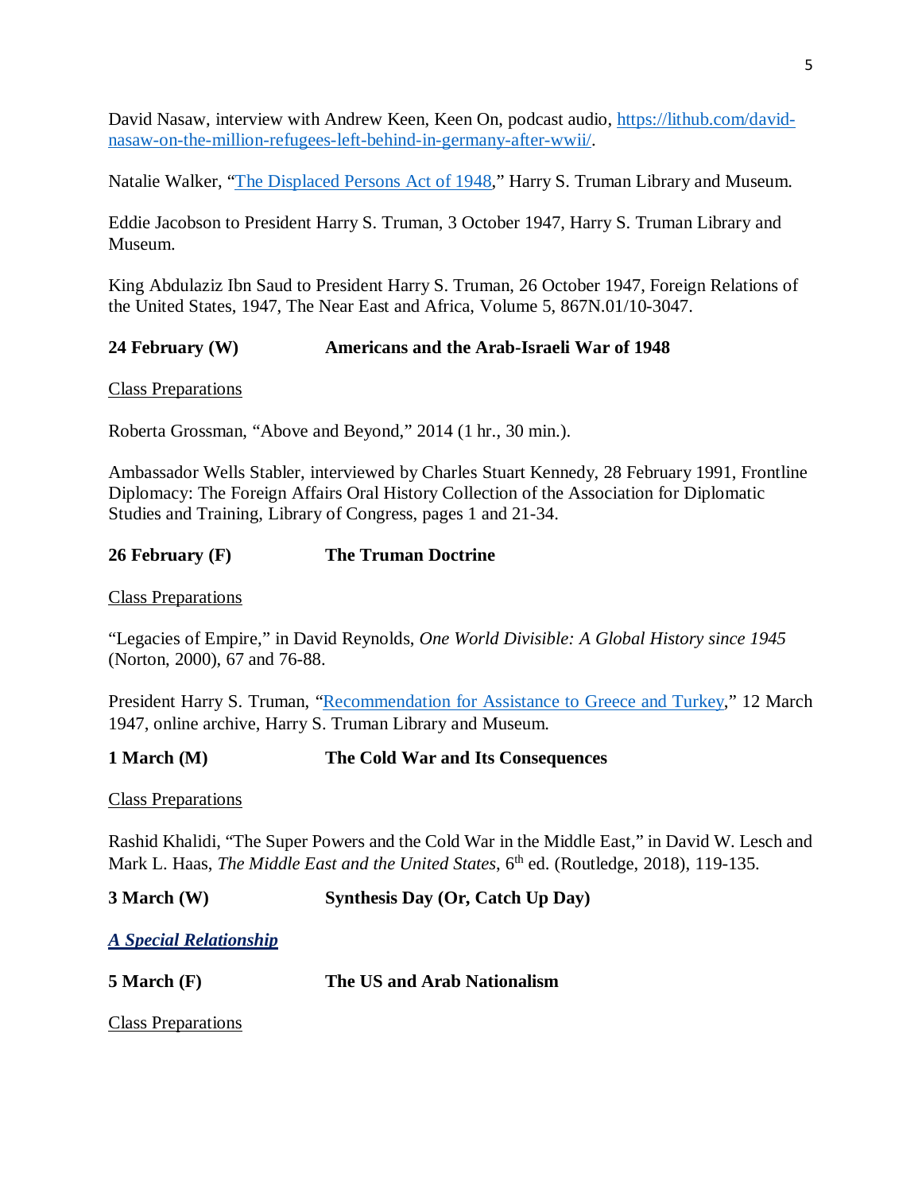David Nasaw, interview with Andrew Keen, Keen On, podcast audio, [https://lithub.com/david-nasaw-on-the-million-refugees-left-behind-in-germany-after-wwii/](https://lithub.com/david-nasaw-on-the-million-refugees-left-behind-in-germany-after-wwii/).

Natalie Walker, "[The Displaced Persons Act of 1948](#)," Harry S. Truman Library and Museum.

Eddie Jacobson to President Harry S. Truman, 3 October 1947, Harry S. Truman Library and Museum.

King Abdulaziz Ibn Saud to President Harry S. Truman, 26 October 1947, Foreign Relations of the United States, 1947, The Near East and Africa, Volume 5, 867N.01/10-3047.

**24 February (W) Americans and the Arab-Israeli War of 1948**

Class Preparations

Roberta Grossman, "Above and Beyond," 2014 (1 hr., 30 min.).

Ambassador Wells Stabler, interviewed by Charles Stuart Kennedy, 28 February 1991, Frontline Diplomacy: The Foreign Affairs Oral History Collection of the Association for Diplomatic Studies and Training, Library of Congress, pages 1 and 21-34.

**26 February (F) The Truman Doctrine**

Class Preparations

"Legacies of Empire," in David Reynolds, *One World Divisible: A Global History since 1945* (Norton, 2000), 67 and 76-88.

President Harry S. Truman, "[Recommendation for Assistance to Greece and Turkey](#)," 12 March 1947, online archive, Harry S. Truman Library and Museum.

**1 March (M) The Cold War and Its Consequences**

Class Preparations

Rashid Khalidi, "The Super Powers and the Cold War in the Middle East," in David W. Lesch and Mark L. Haas, *The Middle East and the United States*, 6th ed. (Routledge, 2018), 119-135.

**3 March (W) Synthesis Day (Or, Catch Up Day)**

***A Special Relationship***

**5 March (F) The US and Arab Nationalism**

Class Preparations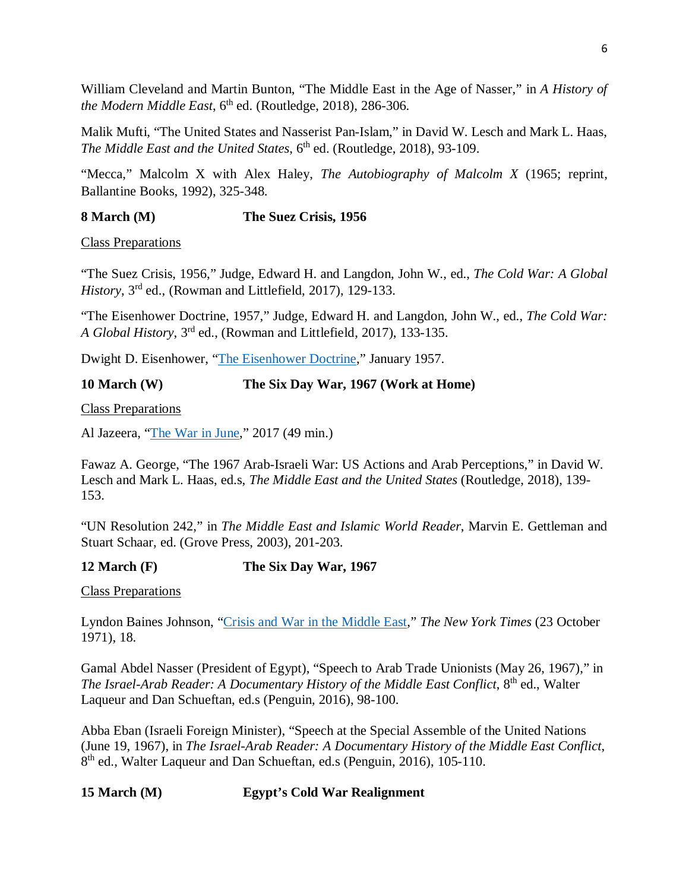William Cleveland and Martin Bunton, “The Middle East in the Age of Nasser,” in *A History of the Modern Middle East*, 6th ed. (Routledge, 2018), 286-306.

Malik Mufti, “The United States and Nasserist Pan-Islam,” in David W. Lesch and Mark L. Haas, *The Middle East and the United States*, 6th ed. (Routledge, 2018), 93-109.

“Mecca,” Malcolm X with Alex Haley, *The Autobiography of Malcolm X* (1965; reprint, Ballantine Books, 1992), 325-348.

**8 March (M) The Suez Crisis, 1956**

Class Preparations

“The Suez Crisis, 1956,” Judge, Edward H. and Langdon, John W., ed., *The Cold War: A Global History*, 3rd ed., (Rowman and Littlefield, 2017), 129-133.

“The Eisenhower Doctrine, 1957,” Judge, Edward H. and Langdon, John W., ed., *The Cold War: A Global History*, 3rd ed., (Rowman and Littlefield, 2017), 133-135.

Dwight D. Eisenhower, “The Eisenhower Doctrine,” January 1957.

**10 March (W) The Six Day War, 1967 (Work at Home)**

Class Preparations

Al Jazeera, “The War in June,” 2017 (49 min.)

Fawaz A. George, “The 1967 Arab-Israeli War: US Actions and Arab Perceptions,” in David W. Lesch and Mark L. Haas, ed.s, *The Middle East and the United States* (Routledge, 2018), 139-153.

“UN Resolution 242,” in *The Middle East and Islamic World Reader*, Marvin E. Gettleman and Stuart Schaar, ed. (Grove Press, 2003), 201-203.

**12 March (F) The Six Day War, 1967**

Class Preparations

Lyndon Baines Johnson, “Crisis and War in the Middle East,” *The New York Times* (23 October 1971), 18.

Gamal Abdel Nasser (President of Egypt), “Speech to Arab Trade Unionists (May 26, 1967),” in *The Israel-Arab Reader: A Documentary History of the Middle East Conflict*, 8th ed., Walter Laqueur and Dan Schueftan, ed.s (Penguin, 2016), 98-100.

Abba Eban (Israeli Foreign Minister), “Speech at the Special Assemble of the United Nations (June 19, 1967), in *The Israel-Arab Reader: A Documentary History of the Middle East Conflict*, 8th ed., Walter Laqueur and Dan Schueftan, ed.s (Penguin, 2016), 105-110.

**15 March (M) Egypt’s Cold War Realignment**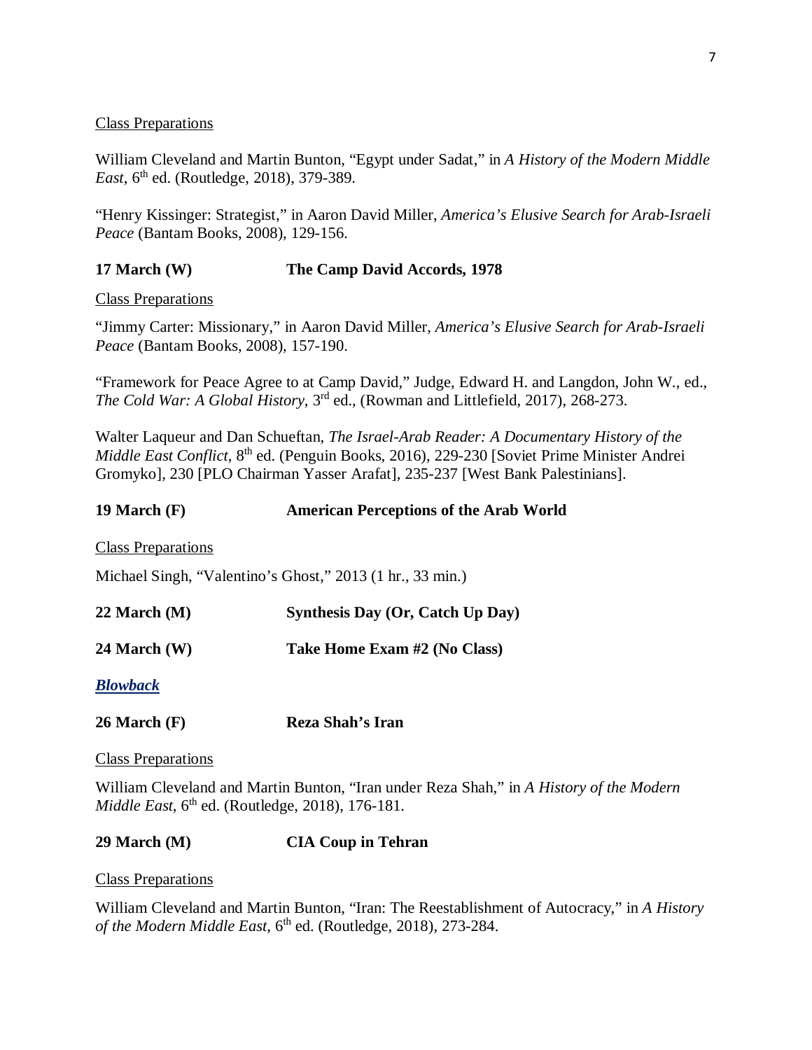Class Preparations

William Cleveland and Martin Bunton, "Egypt under Sadat," in *A History of the Modern Middle East*, 6th ed. (Routledge, 2018), 379-389.

"Henry Kissinger: Strategist," in Aaron David Miller, *America's Elusive Search for Arab-Israeli Peace* (Bantam Books, 2008), 129-156.

**17 March (W) The Camp David Accords, 1978**

Class Preparations

"Jimmy Carter: Missionary," in Aaron David Miller, *America's Elusive Search for Arab-Israeli Peace* (Bantam Books, 2008), 157-190.

"Framework for Peace Agree to at Camp David," Judge, Edward H. and Langdon, John W., ed., *The Cold War: A Global History*, 3rd ed., (Rowman and Littlefield, 2017), 268-273.

Walter Laqueur and Dan Schueftan, *The Israel-Arab Reader: A Documentary History of the Middle East Conflict*, 8th ed. (Penguin Books, 2016), 229-230 [Soviet Prime Minister Andrei Gromyko], 230 [PLO Chairman Yasser Arafat], 235-237 [West Bank Palestinians].

**19 March (F) American Perceptions of the Arab World**

Class Preparations

Michael Singh, "Valentino's Ghost," 2013 (1 hr., 33 min.)

**22 March (M) Synthesis Day (Or, Catch Up Day)**

**24 March (W) Take Home Exam #2 (No Class)**

***Blowback***

**26 March (F) Reza Shah's Iran**

Class Preparations

William Cleveland and Martin Bunton, "Iran under Reza Shah," in *A History of the Modern Middle East*, 6th ed. (Routledge, 2018), 176-181.

**29 March (M) CIA Coup in Tehran**

Class Preparations

William Cleveland and Martin Bunton, "Iran: The Reestablishment of Autocracy," in *A History of the Modern Middle East*, 6th ed. (Routledge, 2018), 273-284.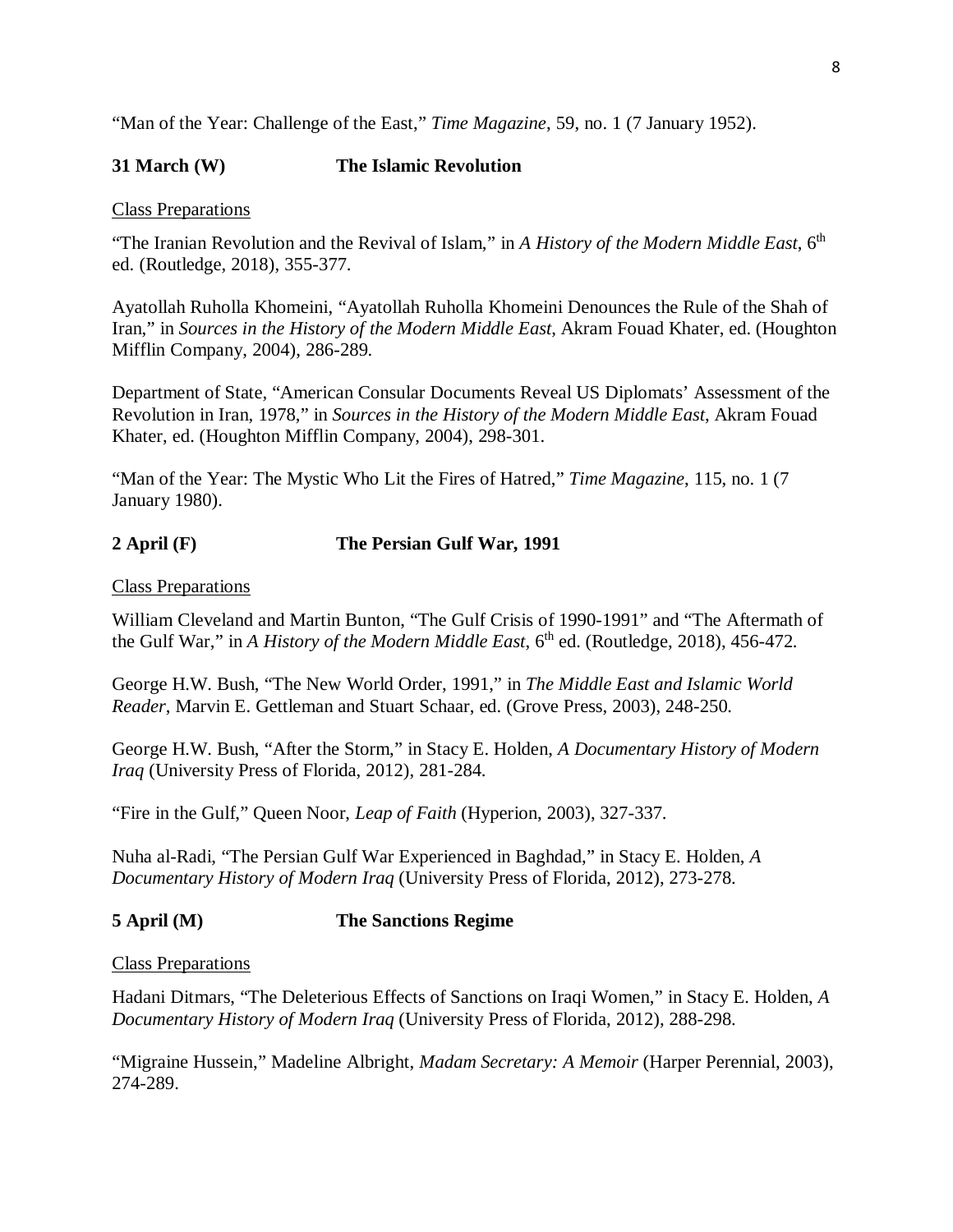"Man of the Year: Challenge of the East," *Time Magazine*, 59, no. 1 (7 January 1952).

**31 March (W) The Islamic Revolution**

Class Preparations

"The Iranian Revolution and the Revival of Islam," in *A History of the Modern Middle East*, 6th ed. (Routledge, 2018), 355-377.

Ayatollah Ruholla Khomeini, "Ayatollah Ruholla Khomeini Denounces the Rule of the Shah of Iran," in *Sources in the History of the Modern Middle East*, Akram Fouad Khater, ed. (Houghton Mifflin Company, 2004), 286-289.

Department of State, "American Consular Documents Reveal US Diplomats' Assessment of the Revolution in Iran, 1978," in *Sources in the History of the Modern Middle East*, Akram Fouad Khater, ed. (Houghton Mifflin Company, 2004), 298-301.

"Man of the Year: The Mystic Who Lit the Fires of Hatred," *Time Magazine*, 115, no. 1 (7 January 1980).

**2 April (F) The Persian Gulf War, 1991**

Class Preparations

William Cleveland and Martin Bunton, "The Gulf Crisis of 1990-1991" and "The Aftermath of the Gulf War," in *A History of the Modern Middle East*, 6th ed. (Routledge, 2018), 456-472.

George H.W. Bush, "The New World Order, 1991," in *The Middle East and Islamic World Reader*, Marvin E. Gettleman and Stuart Schaar, ed. (Grove Press, 2003), 248-250.

George H.W. Bush, "After the Storm," in Stacy E. Holden, *A Documentary History of Modern Iraq* (University Press of Florida, 2012), 281-284.

"Fire in the Gulf," Queen Noor, *Leap of Faith* (Hyperion, 2003), 327-337.

Nuha al-Radi, "The Persian Gulf War Experienced in Baghdad," in Stacy E. Holden, *A Documentary History of Modern Iraq* (University Press of Florida, 2012), 273-278.

**5 April (M) The Sanctions Regime**

Class Preparations

Hadani Ditmars, "The Deleterious Effects of Sanctions on Iraqi Women," in Stacy E. Holden, *A Documentary History of Modern Iraq* (University Press of Florida, 2012), 288-298.

"Migraine Hussein," Madeline Albright, *Madam Secretary: A Memoir* (Harper Perennial, 2003), 274-289.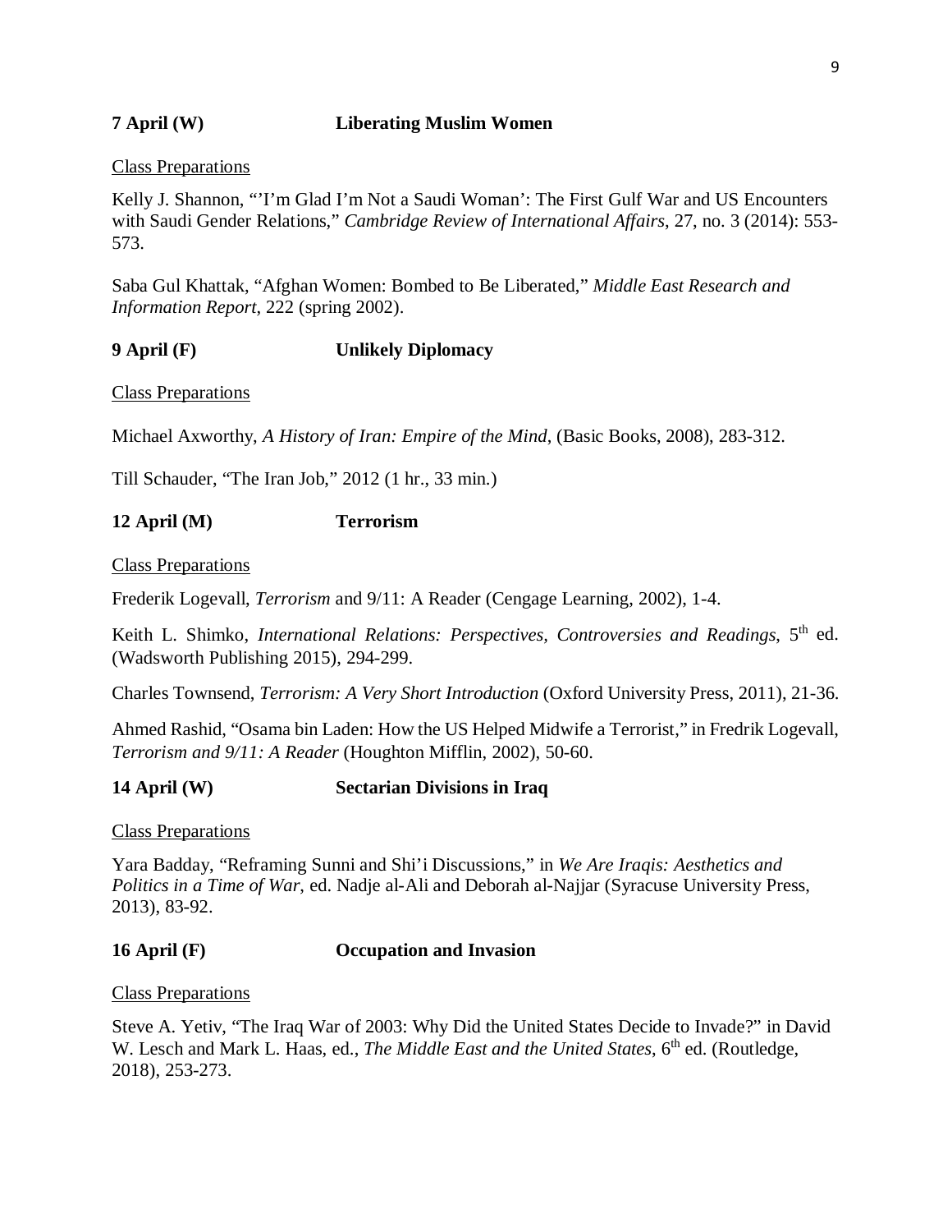**7 April (W) Liberating Muslim Women**

Class Preparations

Kelly J. Shannon, "'I'm Glad I'm Not a Saudi Woman': The First Gulf War and US Encounters with Saudi Gender Relations," *Cambridge Review of International Affairs*, 27, no. 3 (2014): 553-573.

Saba Gul Khattak, "Afghan Women: Bombed to Be Liberated," *Middle East Research and Information Report*, 222 (spring 2002).

**9 April (F) Unlikely Diplomacy**

Class Preparations

Michael Axworthy, *A History of Iran: Empire of the Mind*, (Basic Books, 2008), 283-312.

Till Schauder, "The Iran Job," 2012 (1 hr., 33 min.)

**12 April (M) Terrorism**

Class Preparations

Frederik Logevall, *Terrorism* and 9/11: A Reader (Cengage Learning, 2002), 1-4.

Keith L. Shimko, *International Relations: Perspectives, Controversies and Readings*, 5th ed. (Wadsworth Publishing 2015), 294-299.

Charles Townsend, *Terrorism: A Very Short Introduction* (Oxford University Press, 2011), 21-36.

Ahmed Rashid, "Osama bin Laden: How the US Helped Midwife a Terrorist," in Fredrik Logevall, *Terrorism and 9/11: A Reader* (Houghton Mifflin, 2002), 50-60.

**14 April (W) Sectarian Divisions in Iraq**

Class Preparations

Yara Badday, "Reframing Sunni and Shi'i Discussions," in *We Are Iraqis: Aesthetics and Politics in a Time of War*, ed. Nadje al-Ali and Deborah al-Najjar (Syracuse University Press, 2013), 83-92.

**16 April (F) Occupation and Invasion**

Class Preparations

Steve A. Yetiv, "The Iraq War of 2003: Why Did the United States Decide to Invade?" in David W. Lesch and Mark L. Haas, ed., *The Middle East and the United States*, 6th ed. (Routledge, 2018), 253-273.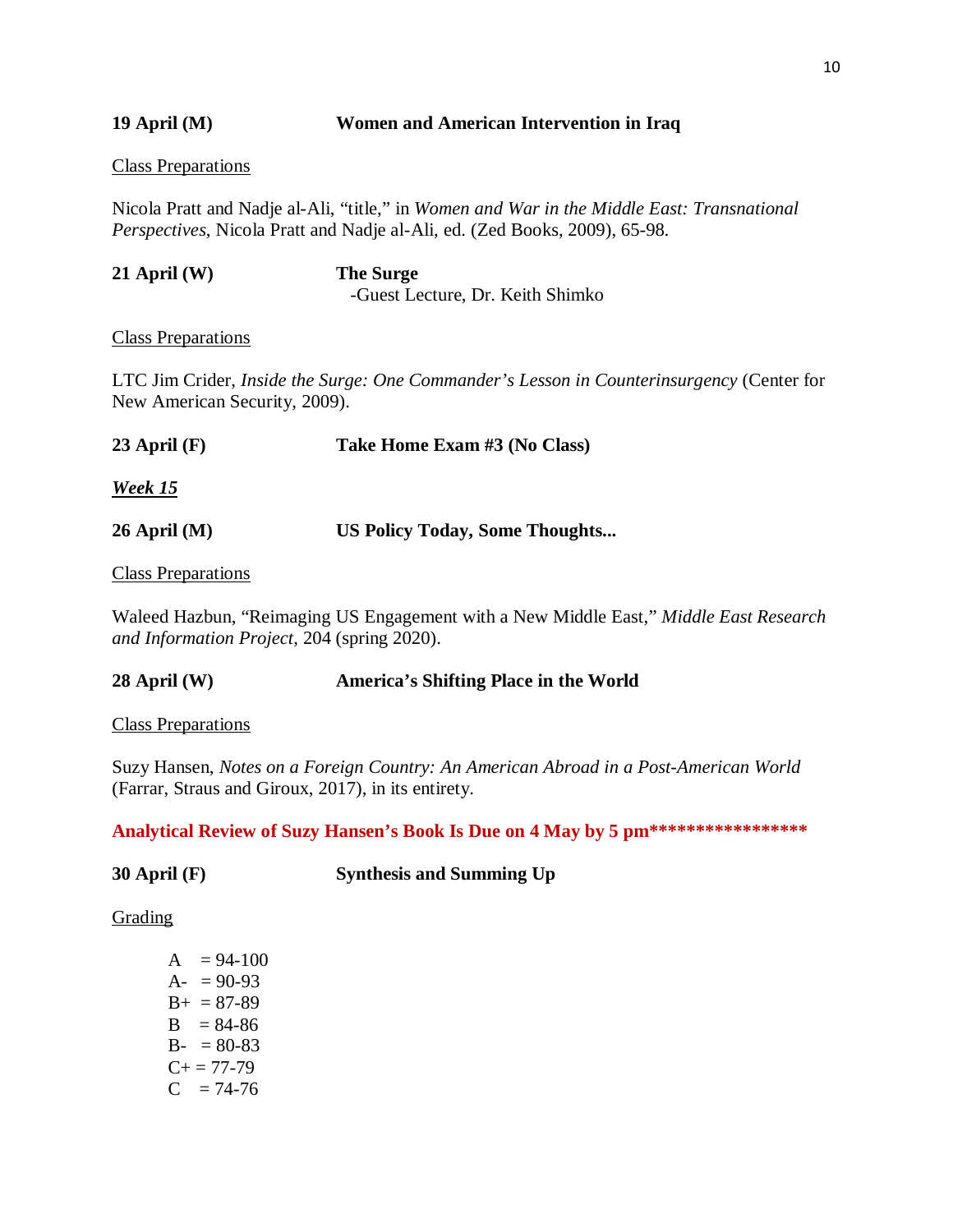**19 April (M)** **Women and American Intervention in Iraq**

<u>Class Preparations</u>

Nicola Pratt and Nadje al-Ali, "title," in *Women and War in the Middle East: Transnational Perspectives*, Nicola Pratt and Nadje al-Ali, ed. (Zed Books, 2009), 65-98.

**21 April (W)** **The Surge**
-Guest Lecture, Dr. Keith Shimko

<u>Class Preparations</u>

LTC Jim Crider, *Inside the Surge: One Commander's Lesson in Counterinsurgency* (Center for New American Security, 2009).

**23 April (F)** **Take Home Exam #3 (No Class)**

***<u>Week 15</u>***

**26 April (M)** **US Policy Today, Some Thoughts...**

<u>Class Preparations</u>

Waleed Hazbun, "Reimaging US Engagement with a New Middle East," *Middle East Research and Information Project*, 204 (spring 2020).

**28 April (W)** **America's Shifting Place in the World**

<u>Class Preparations</u>

Suzy Hansen, *Notes on a Foreign Country: An American Abroad in a Post-American World* (Farrar, Straus and Giroux, 2017), in its entirety.

**Analytical Review of Suzy Hansen's Book Is Due on 4 May by 5 pm*****************

**30 April (F)** **Synthesis and Summing Up**

<u>Grading</u>

A = 94-100
A- = 90-93
B+ = 87-89
B = 84-86
B- = 80-83
C+ = 77-79
C = 74-76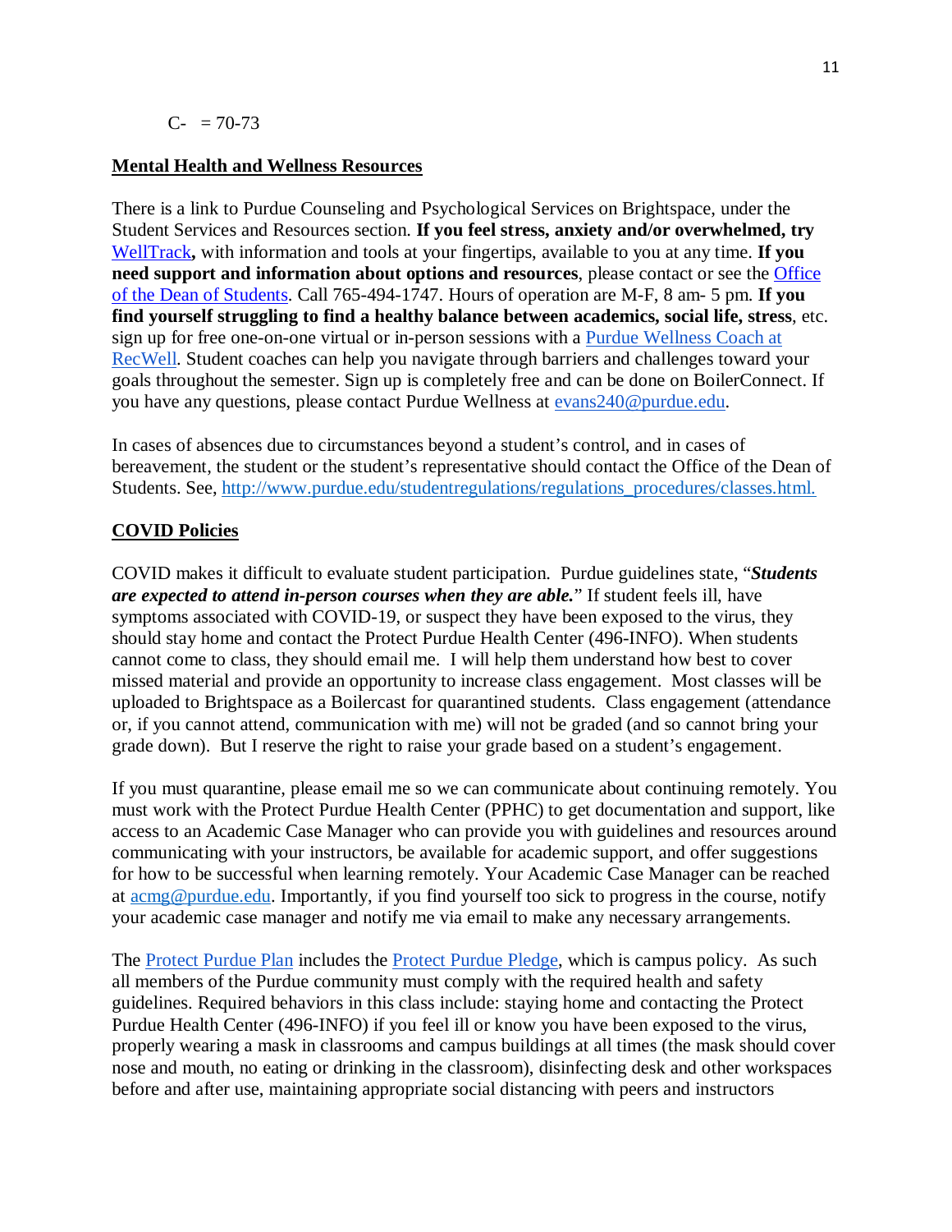C- = 70-73

**Mental Health and Wellness Resources**

There is a link to Purdue Counseling and Psychological Services on Brightspace, under the Student Services and Resources section. **If you feel stress, anxiety and/or overwhelmed, try** WellTrack**,** with information and tools at your fingertips, available to you at any time. **If you need support and information about options and resources**, please contact or see the Office of the Dean of Students. Call 765-494-1747. Hours of operation are M-F, 8 am- 5 pm. **If you find yourself struggling to find a healthy balance between academics, social life, stress**, etc. sign up for free one-on-one virtual or in-person sessions with a Purdue Wellness Coach at RecWell. Student coaches can help you navigate through barriers and challenges toward your goals throughout the semester. Sign up is completely free and can be done on BoilerConnect. If you have any questions, please contact Purdue Wellness at evans240@purdue.edu.

In cases of absences due to circumstances beyond a student's control, and in cases of bereavement, the student or the student's representative should contact the Office of the Dean of Students. See, http://www.purdue.edu/studentregulations/regulations_procedures/classes.html.

**COVID Policies**

COVID makes it difficult to evaluate student participation. Purdue guidelines state, "***Students are expected to attend in-person courses when they are able.***" If student feels ill, have symptoms associated with COVID-19, or suspect they have been exposed to the virus, they should stay home and contact the Protect Purdue Health Center (496-INFO). When students cannot come to class, they should email me. I will help them understand how best to cover missed material and provide an opportunity to increase class engagement. Most classes will be uploaded to Brightspace as a Boilercast for quarantined students. Class engagement (attendance or, if you cannot attend, communication with me) will not be graded (and so cannot bring your grade down). But I reserve the right to raise your grade based on a student's engagement.

If you must quarantine, please email me so we can communicate about continuing remotely. You must work with the Protect Purdue Health Center (PPHC) to get documentation and support, like access to an Academic Case Manager who can provide you with guidelines and resources around communicating with your instructors, be available for academic support, and offer suggestions for how to be successful when learning remotely. Your Academic Case Manager can be reached at acmg@purdue.edu. Importantly, if you find yourself too sick to progress in the course, notify your academic case manager and notify me via email to make any necessary arrangements.

The Protect Purdue Plan includes the Protect Purdue Pledge, which is campus policy. As such all members of the Purdue community must comply with the required health and safety guidelines. Required behaviors in this class include: staying home and contacting the Protect Purdue Health Center (496-INFO) if you feel ill or know you have been exposed to the virus, properly wearing a mask in classrooms and campus buildings at all times (the mask should cover nose and mouth, no eating or drinking in the classroom), disinfecting desk and other workspaces before and after use, maintaining appropriate social distancing with peers and instructors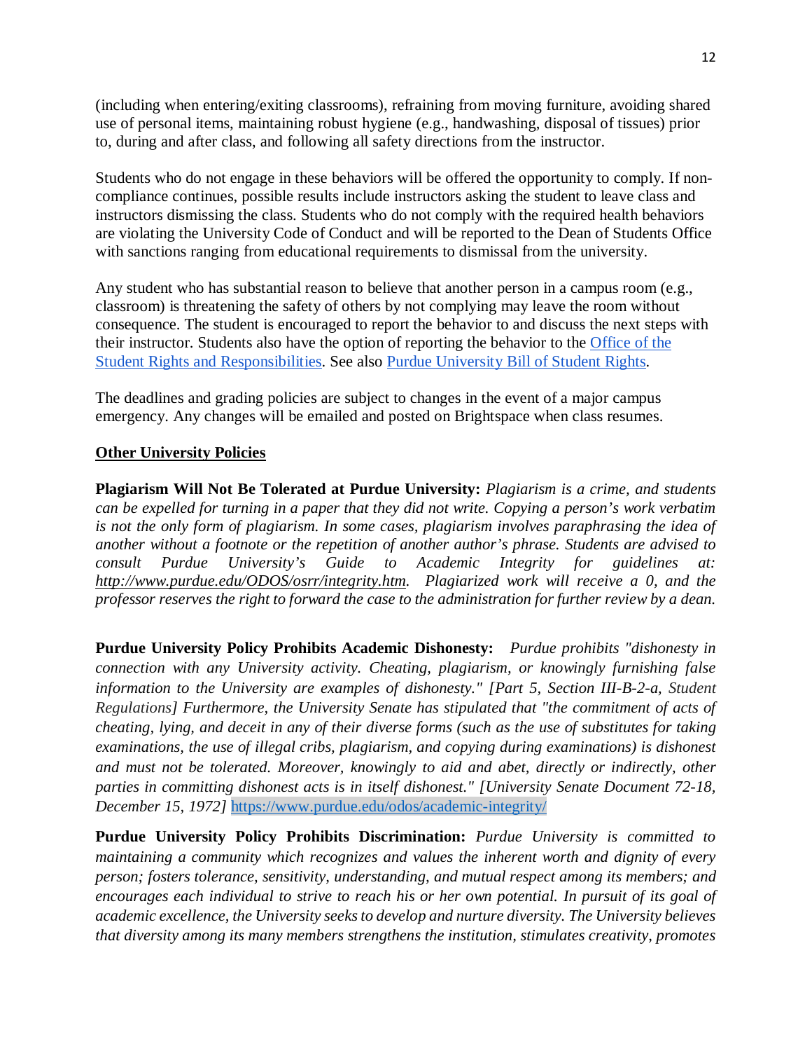(including when entering/exiting classrooms), refraining from moving furniture, avoiding shared use of personal items, maintaining robust hygiene (e.g., handwashing, disposal of tissues) prior to, during and after class, and following all safety directions from the instructor.

Students who do not engage in these behaviors will be offered the opportunity to comply. If non-compliance continues, possible results include instructors asking the student to leave class and instructors dismissing the class. Students who do not comply with the required health behaviors are violating the University Code of Conduct and will be reported to the Dean of Students Office with sanctions ranging from educational requirements to dismissal from the university.

Any student who has substantial reason to believe that another person in a campus room (e.g., classroom) is threatening the safety of others by not complying may leave the room without consequence. The student is encouraged to report the behavior to and discuss the next steps with their instructor. Students also have the option of reporting the behavior to the [Office of the Student Rights and Responsibilities](). See also [Purdue University Bill of Student Rights]().

The deadlines and grading policies are subject to changes in the event of a major campus emergency. Any changes will be emailed and posted on Brightspace when class resumes.

## Other University Policies

**Plagiarism Will Not Be Tolerated at Purdue University:** *Plagiarism is a crime, and students can be expelled for turning in a paper that they did not write. Copying a person's work verbatim is not the only form of plagiarism. In some cases, plagiarism involves paraphrasing the idea of another without a footnote or the repetition of another author's phrase. Students are advised to consult Purdue University's Guide to Academic Integrity for guidelines at: http://www.purdue.edu/ODOS/osrr/integrity.htm. Plagiarized work will receive a 0, and the professor reserves the right to forward the case to the administration for further review by a dean.*

**Purdue University Policy Prohibits Academic Dishonesty:** *Purdue prohibits "dishonesty in connection with any University activity. Cheating, plagiarism, or knowingly furnishing false information to the University are examples of dishonesty." [Part 5, Section III-B-2-a, Student Regulations] Furthermore, the University Senate has stipulated that "the commitment of acts of cheating, lying, and deceit in any of their diverse forms (such as the use of substitutes for taking examinations, the use of illegal cribs, plagiarism, and copying during examinations) is dishonest and must not be tolerated. Moreover, knowingly to aid and abet, directly or indirectly, other parties in committing dishonest acts is in itself dishonest." [University Senate Document 72-18, December 15, 1972]* https://www.purdue.edu/odos/academic-integrity/

**Purdue University Policy Prohibits Discrimination:** *Purdue University is committed to maintaining a community which recognizes and values the inherent worth and dignity of every person; fosters tolerance, sensitivity, understanding, and mutual respect among its members; and encourages each individual to strive to reach his or her own potential. In pursuit of its goal of academic excellence, the University seeks to develop and nurture diversity. The University believes that diversity among its many members strengthens the institution, stimulates creativity, promotes*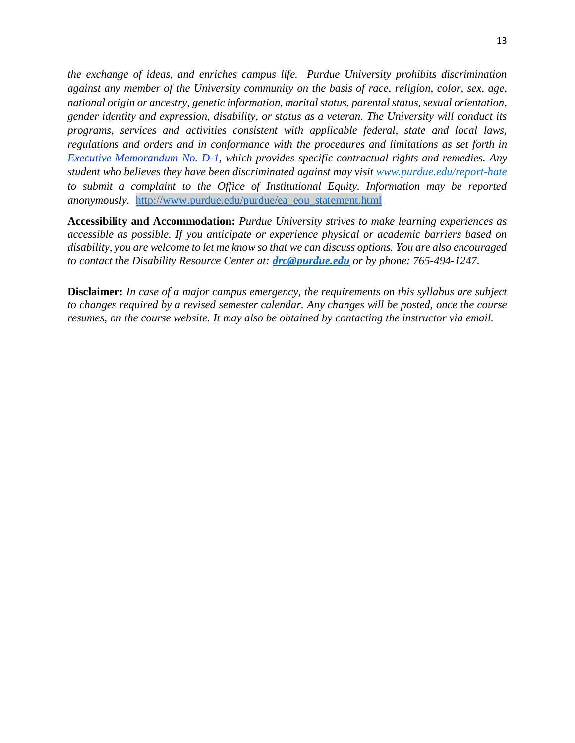*the exchange of ideas, and enriches campus life. Purdue University prohibits discrimination against any member of the University community on the basis of race, religion, color, sex, age, national origin or ancestry, genetic information, marital status, parental status, sexual orientation, gender identity and expression, disability, or status as a veteran. The University will conduct its programs, services and activities consistent with applicable federal, state and local laws, regulations and orders and in conformance with the procedures and limitations as set forth in Executive Memorandum No. D-1, which provides specific contractual rights and remedies. Any student who believes they have been discriminated against may visit www.purdue.edu/report-hate to submit a complaint to the Office of Institutional Equity. Information may be reported anonymously.* http://www.purdue.edu/purdue/ea_eou_statement.html

**Accessibility and Accommodation:** *Purdue University strives to make learning experiences as accessible as possible. If you anticipate or experience physical or academic barriers based on disability, you are welcome to let me know so that we can discuss options. You are also encouraged to contact the Disability Resource Center at:* ***drc@purdue.edu*** *or by phone: 765-494-1247.*

**Disclaimer:** *In case of a major campus emergency, the requirements on this syllabus are subject to changes required by a revised semester calendar. Any changes will be posted, once the course resumes, on the course website. It may also be obtained by contacting the instructor via email.*